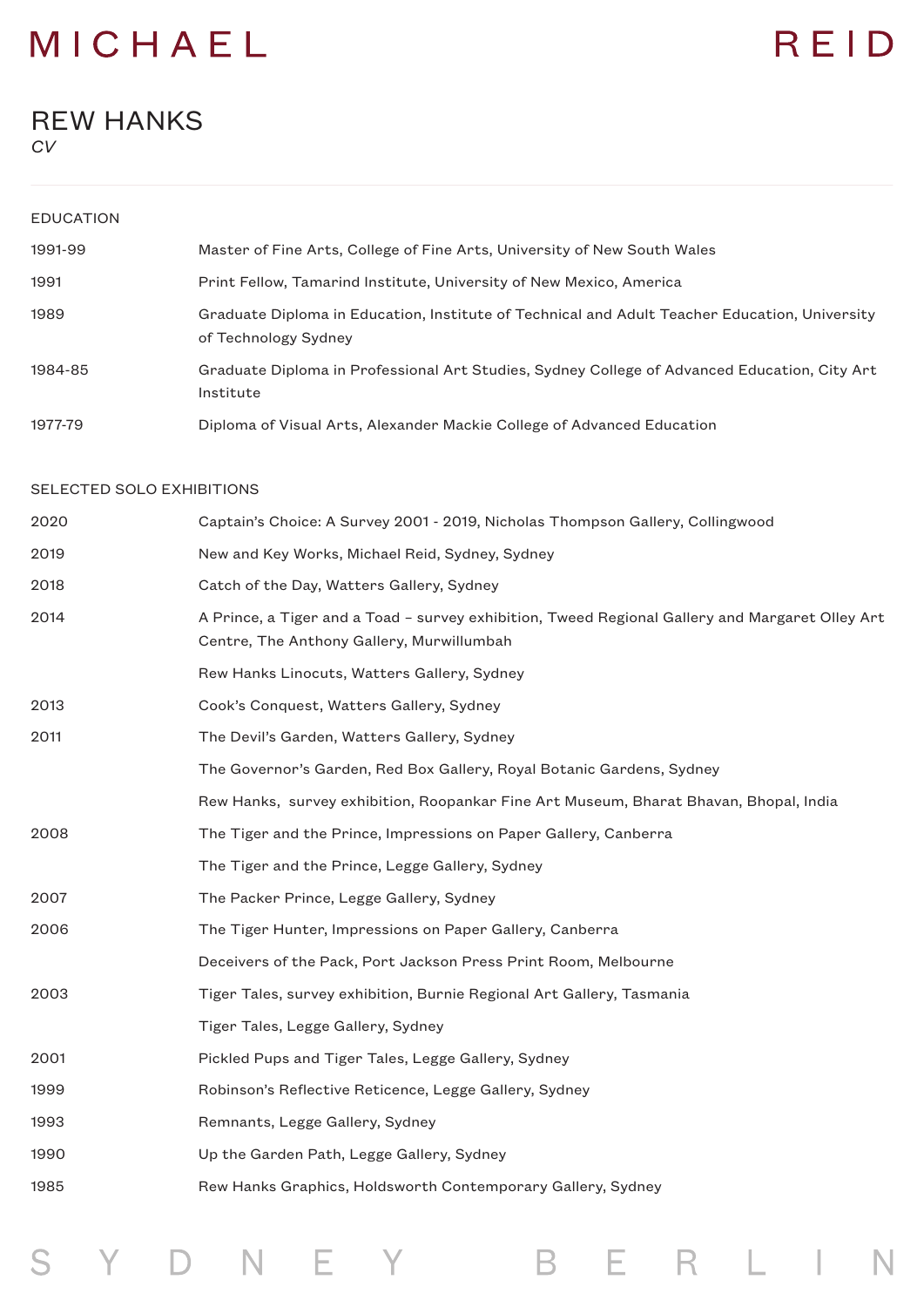# REW HANKS

*CV*

## EDUCATION

| | |
|---|---|
| 1991-99 | Master of Fine Arts, College of Fine Arts, University of New South Wales |
| 1991 | Print Fellow, Tamarind Institute, University of New Mexico, America |
| 1989 | Graduate Diploma in Education, Institute of Technical and Adult Teacher Education, University of Technology Sydney |
| 1984-85 | Graduate Diploma in Professional Art Studies, Sydney College of Advanced Education, City Art Institute |
| 1977-79 | Diploma of Visual Arts, Alexander Mackie College of Advanced Education |

## SELECTED SOLO EXHIBITIONS

| | |
|---|---|
| 2020 | Captain's Choice: A Survey 2001 - 2019, Nicholas Thompson Gallery, Collingwood |
| 2019 | New and Key Works, Michael Reid, Sydney, Sydney |
| 2018 | Catch of the Day, Watters Gallery, Sydney |
| 2014 | A Prince, a Tiger and a Toad – survey exhibition, Tweed Regional Gallery and Margaret Olley Art Centre, The Anthony Gallery, Murwillumbah |
| | Rew Hanks Linocuts, Watters Gallery, Sydney |
| 2013 | Cook's Conquest, Watters Gallery, Sydney |
| 2011 | The Devil's Garden, Watters Gallery, Sydney |
| | The Governor's Garden, Red Box Gallery, Royal Botanic Gardens, Sydney |
| | Rew Hanks, survey exhibition, Roopankar Fine Art Museum, Bharat Bhavan, Bhopal, India |
| 2008 | The Tiger and the Prince, Impressions on Paper Gallery, Canberra |
| | The Tiger and the Prince, Legge Gallery, Sydney |
| 2007 | The Packer Prince, Legge Gallery, Sydney |
| 2006 | The Tiger Hunter, Impressions on Paper Gallery, Canberra |
| | Deceivers of the Pack, Port Jackson Press Print Room, Melbourne |
| 2003 | Tiger Tales, survey exhibition, Burnie Regional Art Gallery, Tasmania |
| | Tiger Tales, Legge Gallery, Sydney |
| 2001 | Pickled Pups and Tiger Tales, Legge Gallery, Sydney |
| 1999 | Robinson's Reflective Reticence, Legge Gallery, Sydney |
| 1993 | Remnants, Legge Gallery, Sydney |
| 1990 | Up the Garden Path, Legge Gallery, Sydney |
| 1985 | Rew Hanks Graphics, Holdsworth Contemporary Gallery, Sydney |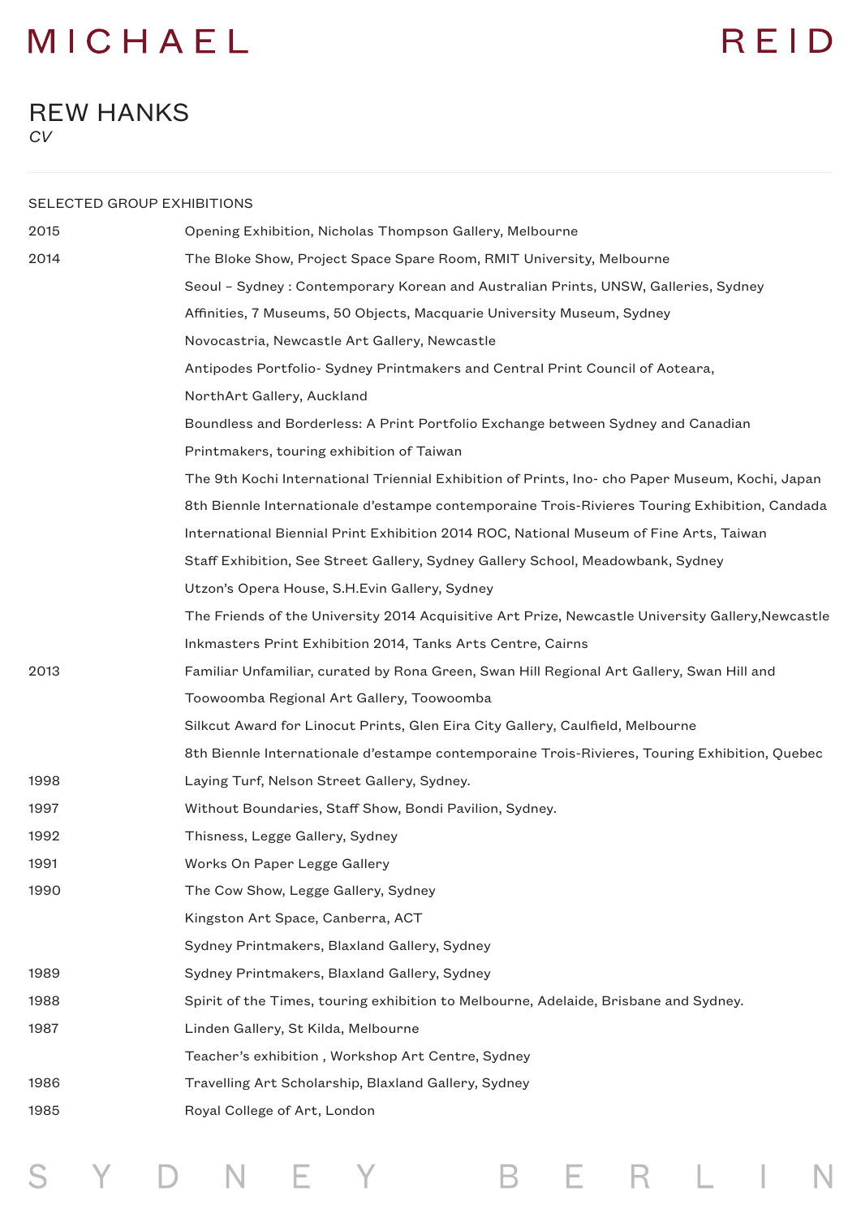# REW HANKS

*CV*

## SELECTED GROUP EXHIBITIONS

| | |
|---|---|
| 2015 | Opening Exhibition, Nicholas Thompson Gallery, Melbourne |
| 2014 | The Bloke Show, Project Space Spare Room, RMIT University, Melbourne |
| | Seoul – Sydney : Contemporary Korean and Australian Prints, UNSW, Galleries, Sydney |
| | Affinities, 7 Museums, 50 Objects, Macquarie University Museum, Sydney |
| | Novocastria, Newcastle Art Gallery, Newcastle |
| | Antipodes Portfolio- Sydney Printmakers and Central Print Council of Aoteara, NorthArt Gallery, Auckland |
| | Boundless and Borderless: A Print Portfolio Exchange between Sydney and Canadian Printmakers, touring exhibition of Taiwan |
| | The 9th Kochi International Triennial Exhibition of Prints, Ino- cho Paper Museum, Kochi, Japan |
| | 8th Biennle Internationale d'estampe contemporaine Trois-Rivieres Touring Exhibition, Candada |
| | International Biennial Print Exhibition 2014 ROC, National Museum of Fine Arts, Taiwan |
| | Staff Exhibition, See Street Gallery, Sydney Gallery School, Meadowbank, Sydney |
| | Utzon's Opera House, S.H.Evin Gallery, Sydney |
| | The Friends of the University 2014 Acquisitive Art Prize, Newcastle University Gallery,Newcastle |
| | Inkmasters Print Exhibition 2014, Tanks Arts Centre, Cairns |
| 2013 | Familiar Unfamiliar, curated by Rona Green, Swan Hill Regional Art Gallery, Swan Hill and Toowoomba Regional Art Gallery, Toowoomba |
| | Silkcut Award for Linocut Prints, Glen Eira City Gallery, Caulfield, Melbourne |
| | 8th Biennle Internationale d'estampe contemporaine Trois-Rivieres, Touring Exhibition, Quebec |
| 1998 | Laying Turf, Nelson Street Gallery, Sydney. |
| 1997 | Without Boundaries, Staff Show, Bondi Pavilion, Sydney. |
| 1992 | Thisness, Legge Gallery, Sydney |
| 1991 | Works On Paper Legge Gallery |
| 1990 | The Cow Show, Legge Gallery, Sydney |
| | Kingston Art Space, Canberra, ACT |
| | Sydney Printmakers, Blaxland Gallery, Sydney |
| 1989 | Sydney Printmakers, Blaxland Gallery, Sydney |
| 1988 | Spirit of the Times, touring exhibition to Melbourne, Adelaide, Brisbane and Sydney. |
| 1987 | Linden Gallery, St Kilda, Melbourne |
| | Teacher's exhibition , Workshop Art Centre, Sydney |
| 1986 | Travelling Art Scholarship, Blaxland Gallery, Sydney |
| 1985 | Royal College of Art, London |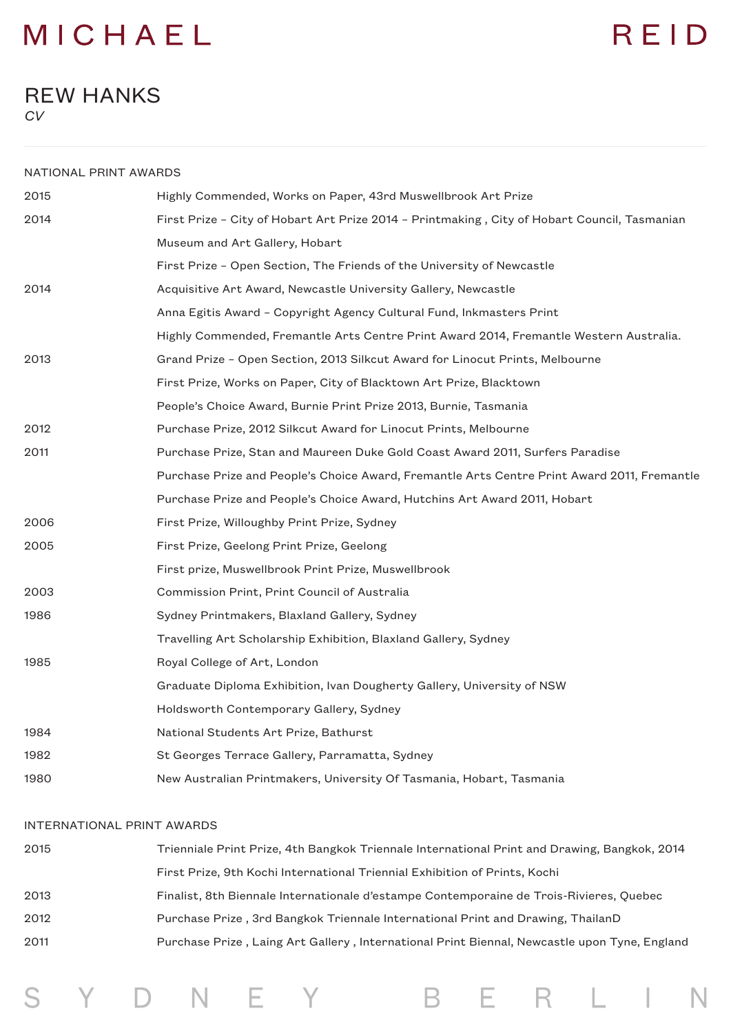# REW HANKS

*CV*

## NATIONAL PRINT AWARDS

| | |
|---|---|
| 2015 | Highly Commended, Works on Paper, 43rd Muswellbrook Art Prize |
| 2014 | First Prize – City of Hobart Art Prize 2014 – Printmaking , City of Hobart Council, Tasmanian Museum and Art Gallery, Hobart |
| | First Prize – Open Section, The Friends of the University of Newcastle |
| 2014 | Acquisitive Art Award, Newcastle University Gallery, Newcastle |
| | Anna Egitis Award – Copyright Agency Cultural Fund, Inkmasters Print |
| | Highly Commended, Fremantle Arts Centre Print Award 2014, Fremantle Western Australia. |
| 2013 | Grand Prize – Open Section, 2013 Silkcut Award for Linocut Prints, Melbourne |
| | First Prize, Works on Paper, City of Blacktown Art Prize, Blacktown |
| | People's Choice Award, Burnie Print Prize 2013, Burnie, Tasmania |
| 2012 | Purchase Prize, 2012 Silkcut Award for Linocut Prints, Melbourne |
| 2011 | Purchase Prize, Stan and Maureen Duke Gold Coast Award 2011, Surfers Paradise |
| | Purchase Prize and People's Choice Award, Fremantle Arts Centre Print Award 2011, Fremantle |
| | Purchase Prize and People's Choice Award, Hutchins Art Award 2011, Hobart |
| 2006 | First Prize, Willoughby Print Prize, Sydney |
| 2005 | First Prize, Geelong Print Prize, Geelong |
| | First prize, Muswellbrook Print Prize, Muswellbrook |
| 2003 | Commission Print, Print Council of Australia |
| 1986 | Sydney Printmakers, Blaxland Gallery, Sydney |
| | Travelling Art Scholarship Exhibition, Blaxland Gallery, Sydney |
| 1985 | Royal College of Art, London |
| | Graduate Diploma Exhibition, Ivan Dougherty Gallery, University of NSW |
| | Holdsworth Contemporary Gallery, Sydney |
| 1984 | National Students Art Prize, Bathurst |
| 1982 | St Georges Terrace Gallery, Parramatta, Sydney |
| 1980 | New Australian Printmakers, University Of Tasmania, Hobart, Tasmania |

## INTERNATIONAL PRINT AWARDS

| | |
|---|---|
| 2015 | Trienniale Print Prize, 4th Bangkok Triennale International Print and Drawing, Bangkok, 2014 |
| | First Prize, 9th Kochi International Triennial Exhibition of Prints, Kochi |
| 2013 | Finalist, 8th Biennale Internationale d'estampe Contemporaine de Trois-Rivieres, Quebec |
| 2012 | Purchase Prize , 3rd Bangkok Triennale International Print and Drawing, ThailanD |
| 2011 | Purchase Prize , Laing Art Gallery , International Print Biennal, Newcastle upon Tyne, England |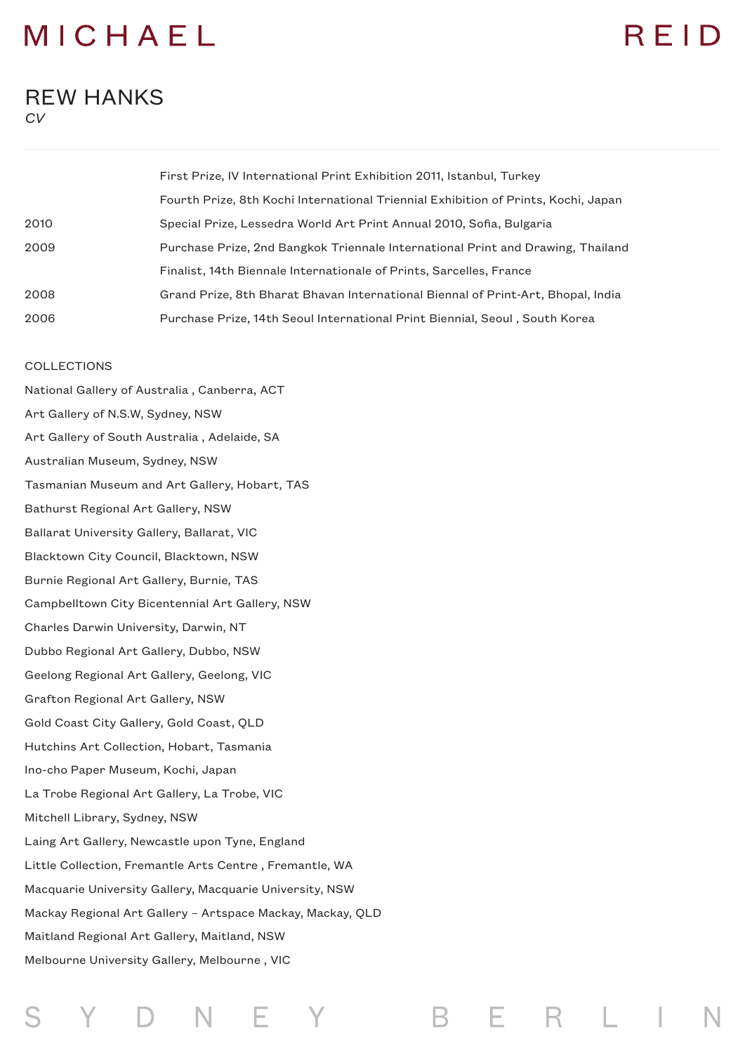# REW HANKS

*CV*

| | |
|---|---|
| | First Prize, IV International Print Exhibition 2011, Istanbul, Turkey |
| | Fourth Prize, 8th Kochi International Triennial Exhibition of Prints, Kochi, Japan |
| 2010 | Special Prize, Lessedra World Art Print Annual 2010, Sofia, Bulgaria |
| 2009 | Purchase Prize, 2nd Bangkok Triennale International Print and Drawing, Thailand |
| | Finalist, 14th Biennale Internationale of Prints, Sarcelles, France |
| 2008 | Grand Prize, 8th Bharat Bhavan International Biennal of Print-Art, Bhopal, India |
| 2006 | Purchase Prize, 14th Seoul International Print Biennial, Seoul , South Korea |

COLLECTIONS

National Gallery of Australia , Canberra, ACT

Art Gallery of N.S.W, Sydney, NSW

Art Gallery of South Australia , Adelaide, SA

Australian Museum, Sydney, NSW

Tasmanian Museum and Art Gallery, Hobart, TAS

Bathurst Regional Art Gallery, NSW

Ballarat University Gallery, Ballarat, VIC

Blacktown City Council, Blacktown, NSW

Burnie Regional Art Gallery, Burnie, TAS

Campbelltown City Bicentennial Art Gallery, NSW

Charles Darwin University, Darwin, NT

Dubbo Regional Art Gallery, Dubbo, NSW

Geelong Regional Art Gallery, Geelong, VIC

Grafton Regional Art Gallery, NSW

Gold Coast City Gallery, Gold Coast, QLD

Hutchins Art Collection, Hobart, Tasmania

Ino-cho Paper Museum, Kochi, Japan

La Trobe Regional Art Gallery, La Trobe, VIC

Mitchell Library, Sydney, NSW

Laing Art Gallery, Newcastle upon Tyne, England

Little Collection, Fremantle Arts Centre , Fremantle, WA

Macquarie University Gallery, Macquarie University, NSW

Mackay Regional Art Gallery – Artspace Mackay, Mackay, QLD

Maitland Regional Art Gallery, Maitland, NSW

Melbourne University Gallery, Melbourne , VIC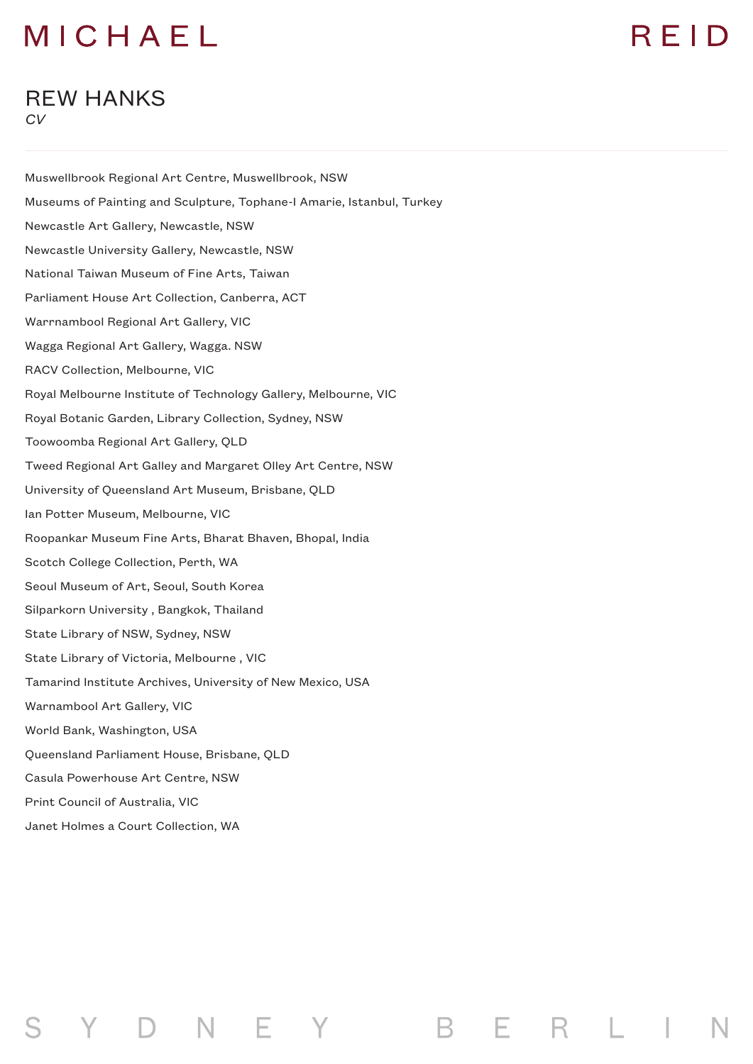# REW HANKS

*CV*

Muswellbrook Regional Art Centre, Muswellbrook, NSW

Museums of Painting and Sculpture, Tophane-I Amarie, Istanbul, Turkey

Newcastle Art Gallery, Newcastle, NSW

Newcastle University Gallery, Newcastle, NSW

National Taiwan Museum of Fine Arts, Taiwan

Parliament House Art Collection, Canberra, ACT

Warrnambool Regional Art Gallery, VIC

Wagga Regional Art Gallery, Wagga. NSW

RACV Collection, Melbourne, VIC

Royal Melbourne Institute of Technology Gallery, Melbourne, VIC

Royal Botanic Garden, Library Collection, Sydney, NSW

Toowoomba Regional Art Gallery, QLD

Tweed Regional Art Galley and Margaret Olley Art Centre, NSW

University of Queensland Art Museum, Brisbane, QLD

Ian Potter Museum, Melbourne, VIC

Roopankar Museum Fine Arts, Bharat Bhaven, Bhopal, India

Scotch College Collection, Perth, WA

Seoul Museum of Art, Seoul, South Korea

Silparkorn University , Bangkok, Thailand

State Library of NSW, Sydney, NSW

State Library of Victoria, Melbourne , VIC

Tamarind Institute Archives, University of New Mexico, USA

Warnambool Art Gallery, VIC

World Bank, Washington, USA

Queensland Parliament House, Brisbane, QLD

Casula Powerhouse Art Centre, NSW

Print Council of Australia, VIC

Janet Holmes a Court Collection, WA